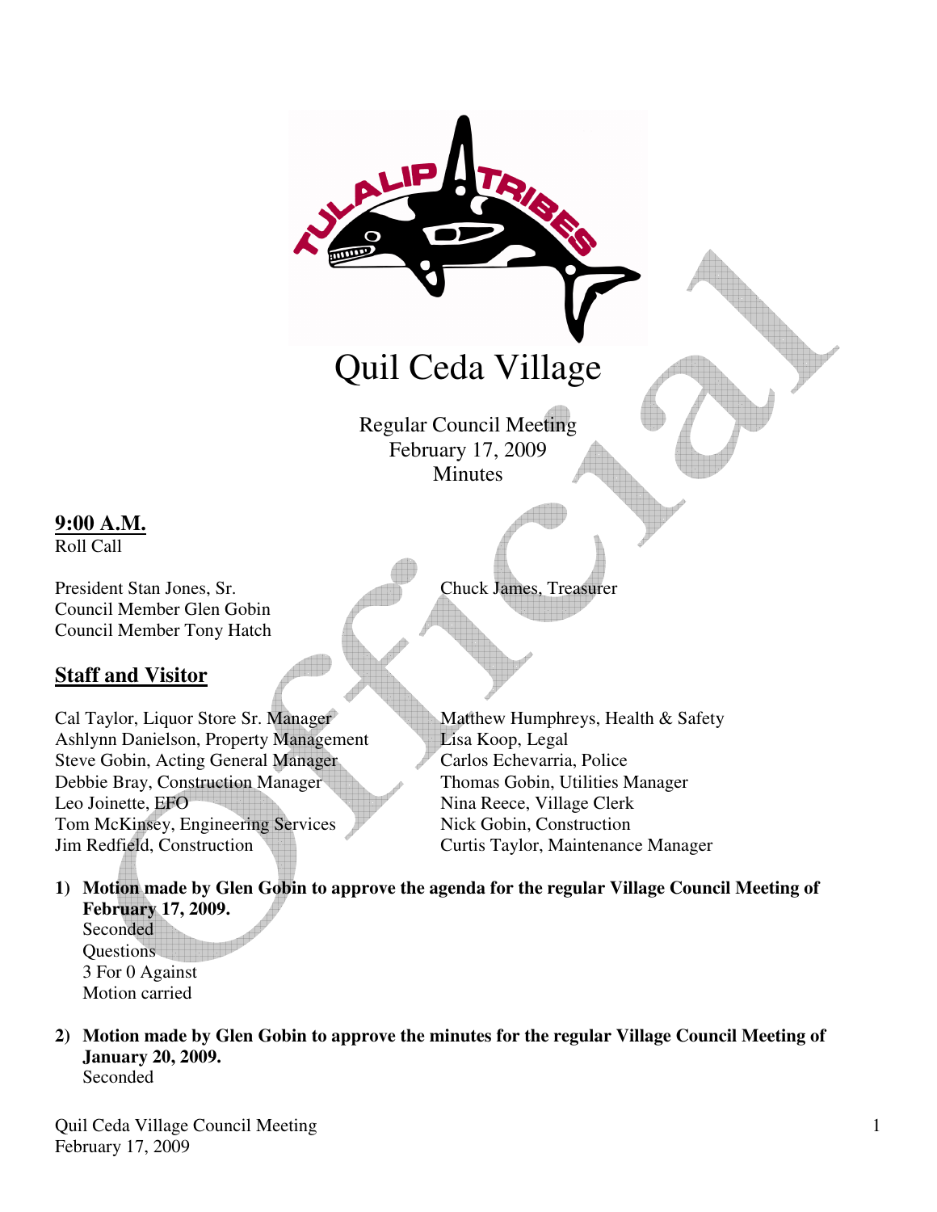# Quil Ceda Village

Regular Council Meeting
February 17, 2009
Minutes

## 9:00 A.M.

Roll Call

President Stan Jones, Sr.
Council Member Glen Gobin
Council Member Tony Hatch
Chuck James, Treasurer

## Staff and Visitor

Cal Taylor, Liquor Store Sr. Manager
Ashlynn Danielson, Property Management
Steve Gobin, Acting General Manager
Debbie Bray, Construction Manager
Leo Joinette, EFO
Tom McKinsey, Engineering Services
Jim Redfield, Construction
Matthew Humphreys, Health & Safety
Lisa Koop, Legal
Carlos Echevarria, Police
Thomas Gobin, Utilities Manager
Nina Reece, Village Clerk
Nick Gobin, Construction
Curtis Taylor, Maintenance Manager

1) **Motion made by Glen Gobin to approve the agenda for the regular Village Council Meeting of February 17, 2009.**
   Seconded
   Questions
   3 For 0 Against
   Motion carried

2) **Motion made by Glen Gobin to approve the minutes for the regular Village Council Meeting of January 20, 2009.**
   Seconded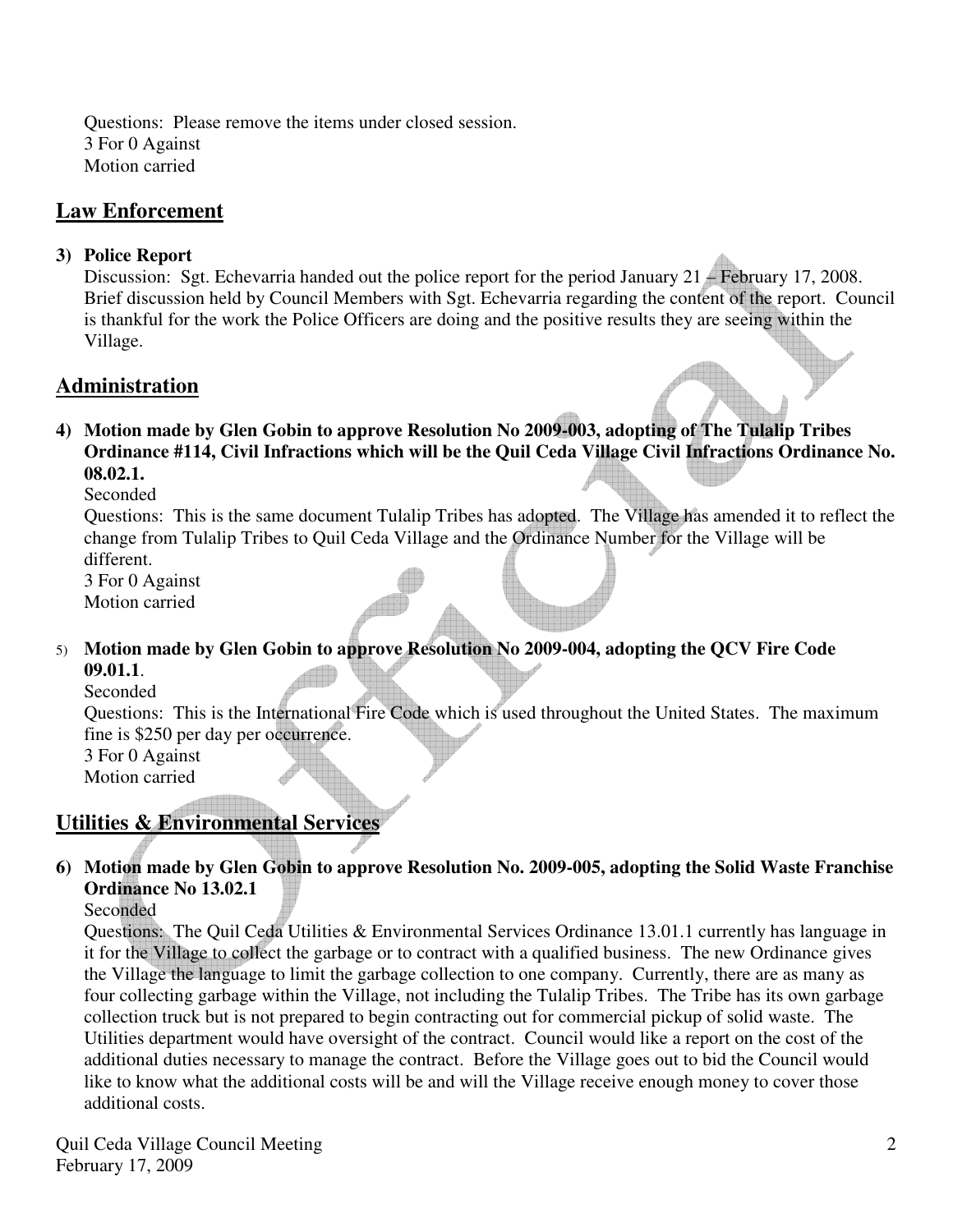Questions: Please remove the items under closed session.
3 For 0 Against
Motion carried

## Law Enforcement

**3) Police Report**

Discussion: Sgt. Echevarria handed out the police report for the period January 21 – February 17, 2008. Brief discussion held by Council Members with Sgt. Echevarria regarding the content of the report. Council is thankful for the work the Police Officers are doing and the positive results they are seeing within the Village.

## Administration

**4) Motion made by Glen Gobin to approve Resolution No 2009-003, adopting of The Tulalip Tribes Ordinance #114, Civil Infractions which will be the Quil Ceda Village Civil Infractions Ordinance No. 08.02.1.**

Seconded

Questions: This is the same document Tulalip Tribes has adopted. The Village has amended it to reflect the change from Tulalip Tribes to Quil Ceda Village and the Ordinance Number for the Village will be different.
3 For 0 Against
Motion carried

5) **Motion made by Glen Gobin to approve Resolution No 2009-004, adopting the QCV Fire Code 09.01.1**.

Seconded

Questions: This is the International Fire Code which is used throughout the United States. The maximum fine is $250 per day per occurrence.
3 For 0 Against
Motion carried

## Utilities & Environmental Services

**6) Motion made by Glen Gobin to approve Resolution No. 2009-005, adopting the Solid Waste Franchise Ordinance No 13.02.1**

Seconded

Questions: The Quil Ceda Utilities & Environmental Services Ordinance 13.01.1 currently has language in it for the Village to collect the garbage or to contract with a qualified business. The new Ordinance gives the Village the language to limit the garbage collection to one company. Currently, there are as many as four collecting garbage within the Village, not including the Tulalip Tribes. The Tribe has its own garbage collection truck but is not prepared to begin contracting out for commercial pickup of solid waste. The Utilities department would have oversight of the contract. Council would like a report on the cost of the additional duties necessary to manage the contract. Before the Village goes out to bid the Council would like to know what the additional costs will be and will the Village receive enough money to cover those additional costs.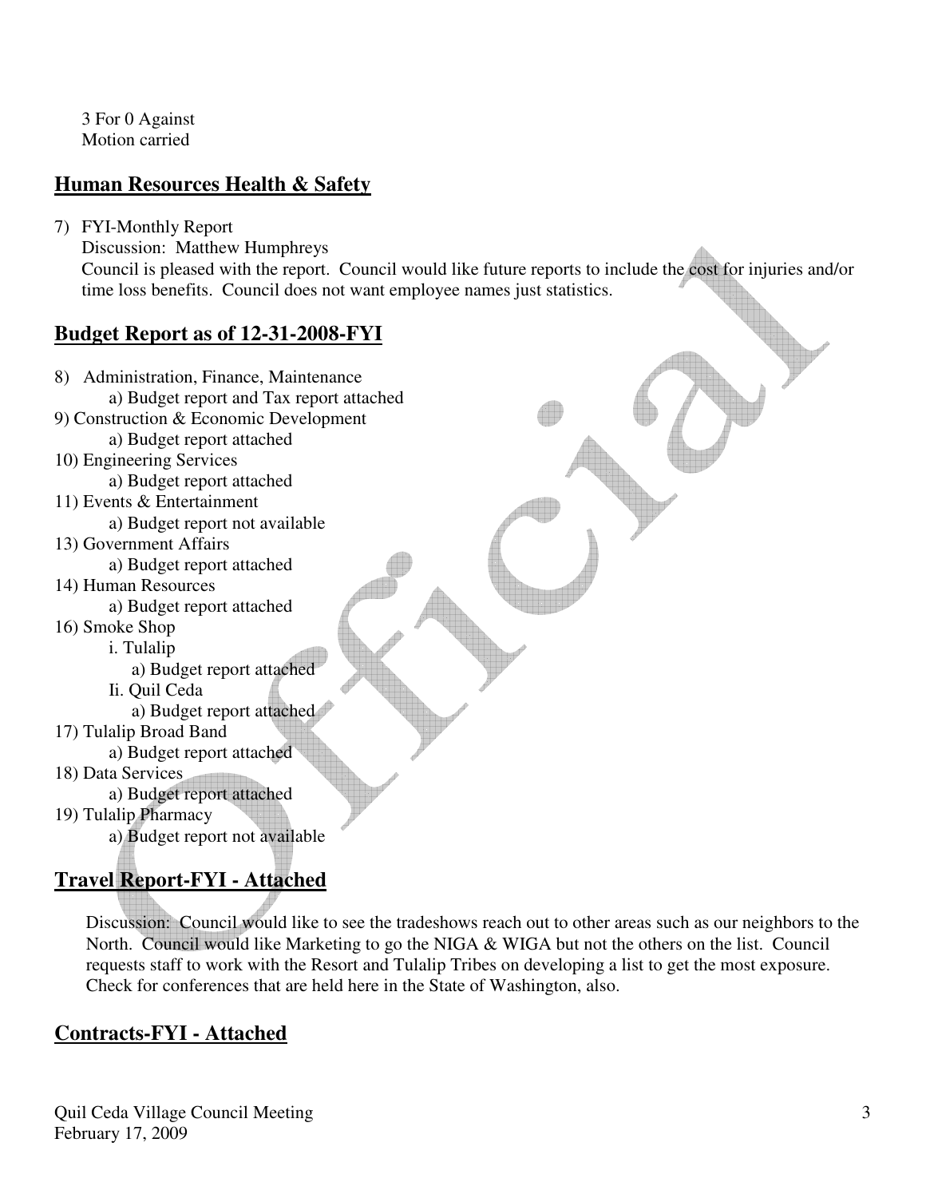3 For 0 Against
Motion carried

## **Human Resources Health & Safety**

7) FYI-Monthly Report
   Discussion: Matthew Humphreys
   Council is pleased with the report. Council would like future reports to include the cost for injuries and/or time loss benefits. Council does not want employee names just statistics.

## **Budget Report as of 12-31-2008-FYI**

8) Administration, Finance, Maintenance
   a) Budget report and Tax report attached
9) Construction & Economic Development
   a) Budget report attached
10) Engineering Services
   a) Budget report attached
11) Events & Entertainment
   a) Budget report not available
13) Government Affairs
   a) Budget report attached
14) Human Resources
   a) Budget report attached
16) Smoke Shop
   i. Tulalip
      a) Budget report attached
   Ii. Quil Ceda
      a) Budget report attached
17) Tulalip Broad Band
   a) Budget report attached
18) Data Services
   a) Budget report attached
19) Tulalip Pharmacy
   a) Budget report not available

## **Travel Report-FYI - Attached**

Discussion: Council would like to see the tradeshows reach out to other areas such as our neighbors to the North. Council would like Marketing to go the NIGA & WIGA but not the others on the list. Council requests staff to work with the Resort and Tulalip Tribes on developing a list to get the most exposure. Check for conferences that are held here in the State of Washington, also.

## **Contracts-FYI - Attached**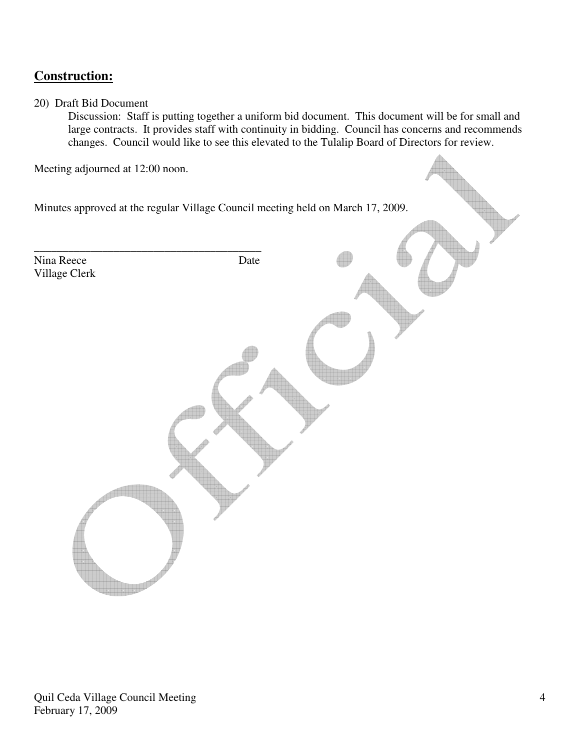## **Construction:**

20) Draft Bid Document

Discussion: Staff is putting together a uniform bid document. This document will be for small and large contracts. It provides staff with continuity in bidding. Council has concerns and recommends changes. Council would like to see this elevated to the Tulalip Board of Directors for review.

Meeting adjourned at 12:00 noon.

Minutes approved at the regular Village Council meeting held on March 17, 2009.

\_\_\_\_\_\_\_\_\_\_\_\_\_\_\_\_\_\_\_\_\_\_\_\_\_\_\_\_\_\_\_\_\_\_\_\_\_\_\_\_\_\_

Nina Reece Date
Village Clerk